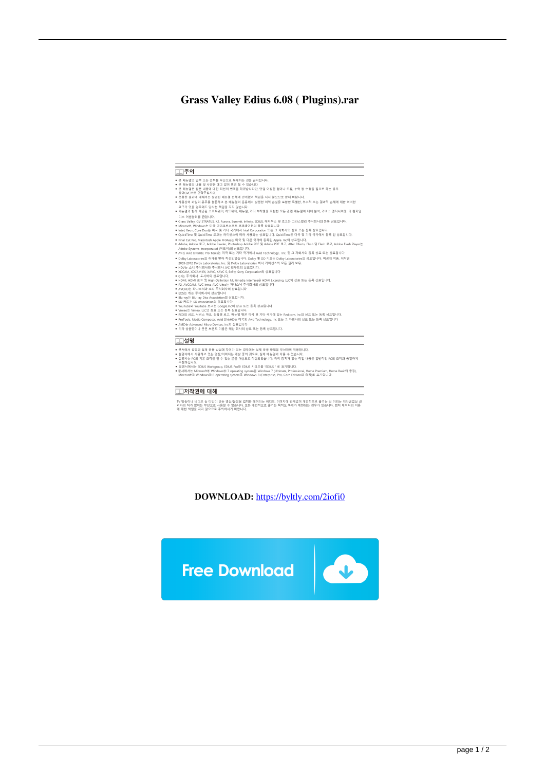# Grass Valley Edius 6.08 ( Plugins).rar

## 주의

- 본 매뉴얼의 일부 또는 전부를 무단으로 복제하는 것을 금지합니다.
- 본 매뉴얼의 내용 및 사양은 예고 없이 변경 될 수 있습니다.
- 본 매뉴얼은 내용에 대한 최선의 편집을 하였습니다만, 만일 이상한 점이나 오류, 누락 등 수정을 필요로 하는 경우 당사GVC까지 연락주십시오.
- 운용한 결과에 대해서는 설명된 매뉴얼 전체에 관계없이 책임을 지지 않으므로 양해 바랍니다.
- 사용상의 과실의 유무를 불문하고 본 매뉴얼의 운용에서 발생한 이익 손실을 포함한 특별한, 부수적 또는 결과적 손해에 대한 어떠한 요구가 있을 경우에도 당사는 책임을 지지 않습니다.
- 매뉴얼과 함께 제공된 소프트웨어, 하드웨어, 매뉴얼, 기타 부착물을 포함한 모든 관련 매뉴얼에 대해 분석, 리버스 엔지니어링, 디 컴파일, 디스 어셈블리를 금합니다.
- Grass Valley, GV STRATUS, K2, Aurora, Summit, Infinity, EDIUS, 에디우스 및 로고는 그라스밸리 주식회사의 등록 상표입니다.
- Microsoft, Windows는 미국 마이크로소프트 코퍼레이션의 등록 상표입니다.
- Intel, Xeon, Core Duo는 미국 및 기타 국가에서 Intel Corporation 또는 그 자회사의 상표 또는 등록 상표입니다.
- QuickTime 및 QuickTime 로고는 라이센스에 따라 사용되는 상표입니다. QuickTime은 미국 및 기타 국가에서 등록 된 상표입니다.
- Final Cut Pro, Macintosh Apple ProRes는 미국 및 다른 국가에 등록된 Apple Inc의 상표입니다.
- Adobe, Adobe 로고, Adobe Reader, Photoshop Adobe PDF 및 Adobe PDF 로고, After Effects, Flash 및 Flash 로고, Adobe Flash Player는 Adobe Systems Incorporated (어도비)의 상표입니다.
- Avid, Avid DNxHD, Pro Tools는 미국 또는 기타 국가에서 Avid Technology, Inc. 및 그 자회사의 등록 상표 또는 상표입니다.
- Dolby Laboratories의 허가를 받아 작성되었습니다. Dolby 및 DD 기호는 Dolby Laboratories의 상표입니다. 미공개 작품, 저작권 2003-2012 Dolby Laboratories, Inc. 및 Dolby Laboratories 회사 라이센스의 모든 권리 보유.
- HDV는 소니 주식회사와 주식회사 JVC 켄우드의 상표입니다.
- XDCAM, XDCAM EX, XAVC, XAVC S, SxS는 Sony Corporation의 상표입니다
- GF는 주식회사 도시바의 상표입니다.
- HDMI, HDMI 로고 및 High-Definition Multimedia Interface는 HDMI Licensing, LLC의 상표 또는 등록 상표입니다.
- P2, AVCCAM, AVC-Intra, AVC-Ultra는 파나소닉 주식회사의 상표입니다
- AVCHD는 파나소닉과 소니 주식회사의 상표입니다
- EOS는 캐논 주식회사의 상표입니다
- Blu-ray는 Blu-ray Disc Association의 상표입니다.
- SD 카드는 SD Association의 상표입니다
- YouTube와 YouTube 로고는 Google,Inc의 상표 또는 등록 상표입니다
- Vimeo는 Vimeo, LLC의 상표 또는 등록 상표입니다.
- RED의 상표, 서비스 마크, 상표명 로고, 제품명 등은 미국 및 기타 국가에 있는 Red.com, Inc의 상표 또는 등록 상표입니다.
- ProTools, Media Composer, Avid DNxHD는 미국의 Avid Technology, Inc 또는 그 자회사의 상표 또는 등록 상표입니다
- AMD는 Advanced Micro Devices, Inc의 상표입니다
- 기타 상품명이나 관련 브랜드 이름은 해당 회사의 상표 또는 등록 상표입니다.

## 설명

- 본서에서 설명과 실제 운용 방법에 차이가 있는 경우에는 실제 운용 방법을 우선하여 적용합니다.
- 설명서에서 사용하고 있는 영상/이미지는 개발 중의 것으로, 실제 매뉴얼과 다를 수 있습니다.
- 설명서는 PC의 기본 조작을 할 수 있는 분을 대상으로 작성되었습니다. 특히 정의가 없는 작업 내용은 일반적인 PC의 조작과 동일하게 수행하십시오.
- 설명서에서는 EDIUS Workgroup, EDIUS Pro와 EDIUS 시리즈를 "EDIUS " 로 표기합니다.
- 본서에서는 Microsoft® Windows® 7 operating system을 Windows 7 (Ultimate, Professional, Home Premium, Home Basic의 총칭), Microsoft® Windows® 8 operating system을 Windows 8 (Enterprise, Pro, Core Edition의 총칭)로 표기합니다.

## 저작권에 대해

TV 방송이나 비디오 등 타인이 만든 영상/음성을 캡처한 데이터는 비디오, 이미지에 관계없이 개인적으로 즐기는 것 이외는 저작권법상 권리자의 허가 없이는 무단으로 사용할 수 없습니다. 또한 개인적으로 즐기는 목적도 복제가 제한되는 경우가 있습니다. 캡처 데이터의 이용에 대한 책임을 지지 않으므로 주의하시기 바랍니다.

**DOWNLOAD:** https://byltly.com/2iofi0

Free Download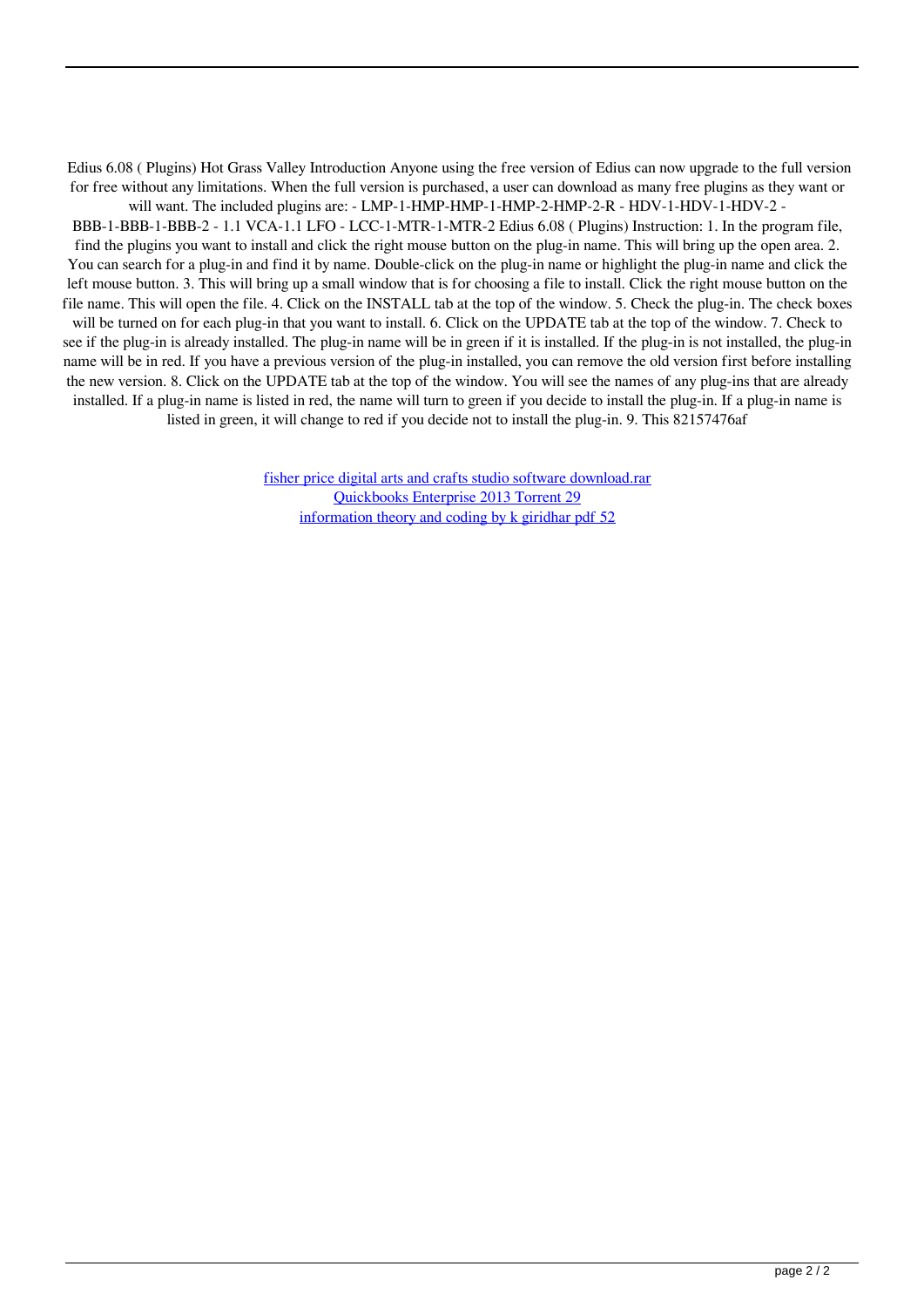Edius 6.08 ( Plugins) Hot Grass Valley Introduction Anyone using the free version of Edius can now upgrade to the full version for free without any limitations. When the full version is purchased, a user can download as many free plugins as they want or will want. The included plugins are: - LMP-1-HMP-HMP-1-HMP-2-HMP-2-R - HDV-1-HDV-1-HDV-2 - BBB-1-BBB-1-BBB-2 - 1.1 VCA-1.1 LFO - LCC-1-MTR-1-MTR-2 Edius 6.08 ( Plugins) Instruction: 1. In the program file, find the plugins you want to install and click the right mouse button on the plug-in name. This will bring up the open area. 2. You can search for a plug-in and find it by name. Double-click on the plug-in name or highlight the plug-in name and click the left mouse button. 3. This will bring up a small window that is for choosing a file to install. Click the right mouse button on the file name. This will open the file. 4. Click on the INSTALL tab at the top of the window. 5. Check the plug-in. The check boxes will be turned on for each plug-in that you want to install. 6. Click on the UPDATE tab at the top of the window. 7. Check to see if the plug-in is already installed. The plug-in name will be in green if it is installed. If the plug-in is not installed, the plug-in name will be in red. If you have a previous version of the plug-in installed, you can remove the old version first before installing the new version. 8. Click on the UPDATE tab at the top of the window. You will see the names of any plug-ins that are already installed. If a plug-in name is listed in red, the name will turn to green if you decide to install the plug-in. If a plug-in name is listed in green, it will change to red if you decide not to install the plug-in. 9. This 82157476af

fisher price digital arts and crafts studio software download.rar
Quickbooks Enterprise 2013 Torrent 29
information theory and coding by k giridhar pdf 52